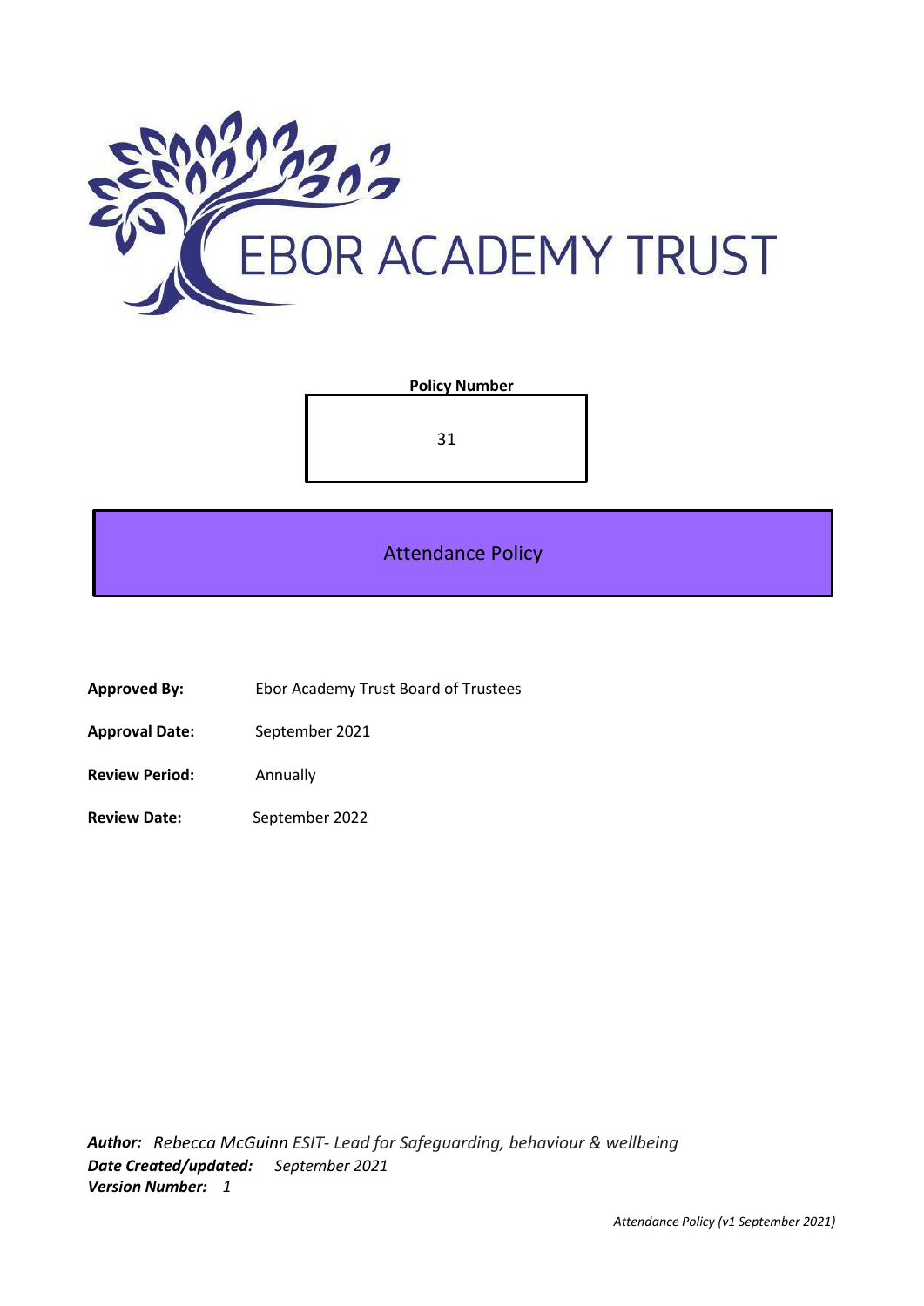EBOR ACADEMY TRUST

**Policy Number**

31

# Attendance Policy

**Approved By:** Ebor Academy Trust Board of Trustees

**Approval Date:** September 2021

**Review Period:** Annually

**Review Date:** September 2022

***Author:*** *Rebecca McGuinn ESIT- Lead for Safeguarding, behaviour & wellbeing*
***Date Created/updated:*** *September 2021*
***Version Number:*** *1*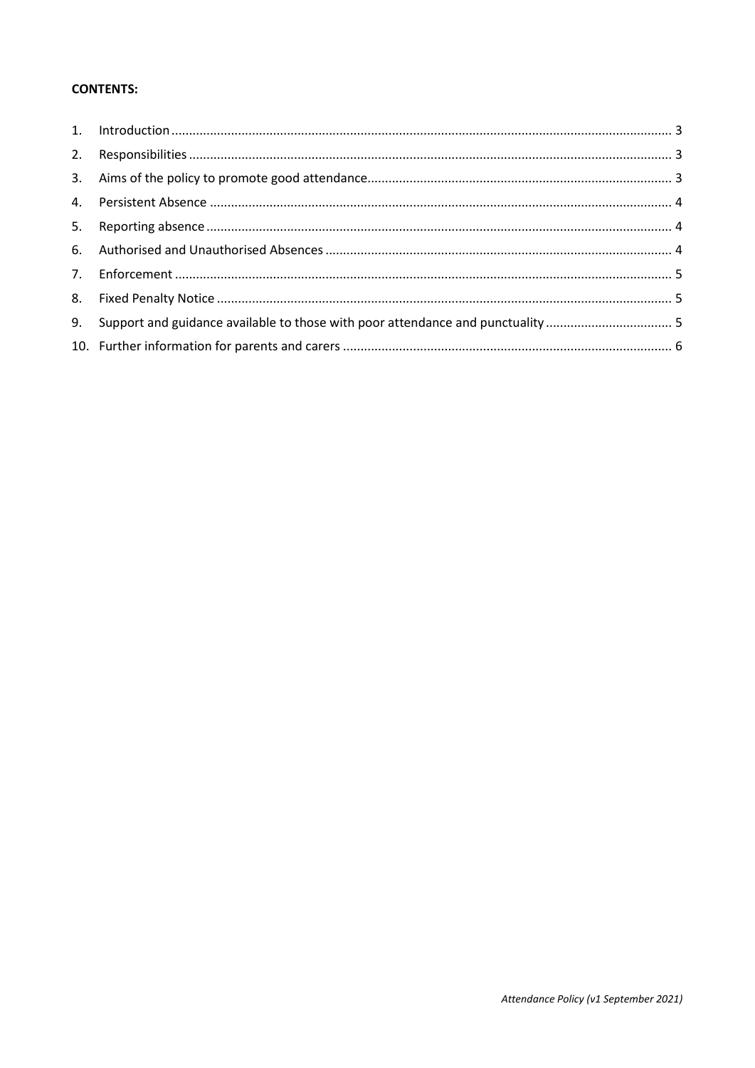**CONTENTS:**

1. Introduction ........ 3
2. Responsibilities ........ 3
3. Aims of the policy to promote good attendance ........ 3
4. Persistent Absence ........ 4
5. Reporting absence ........ 4
6. Authorised and Unauthorised Absences ........ 4
7. Enforcement ........ 5
8. Fixed Penalty Notice ........ 5
9. Support and guidance available to those with poor attendance and punctuality ........ 5
10. Further information for parents and carers ........ 6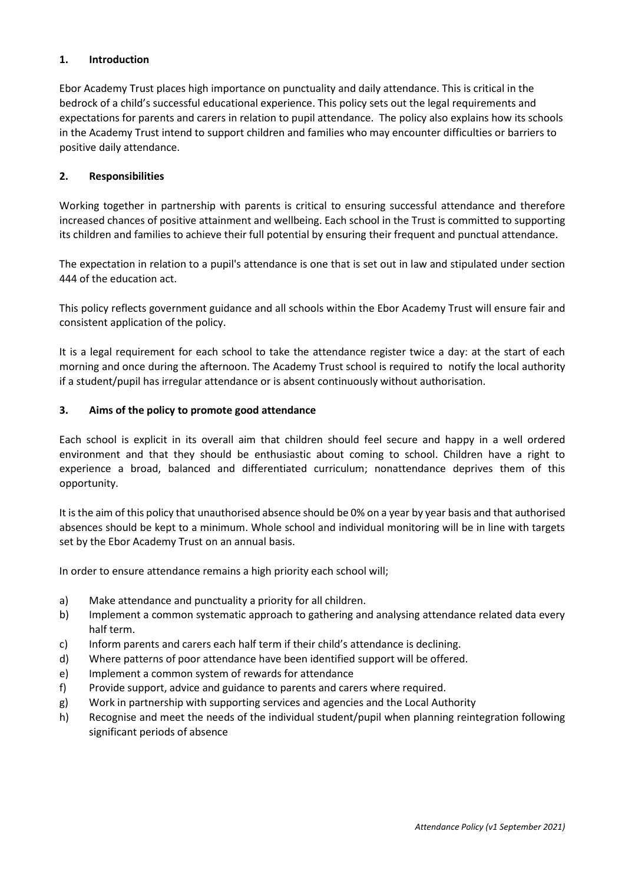## 1. Introduction

Ebor Academy Trust places high importance on punctuality and daily attendance. This is critical in the bedrock of a child's successful educational experience. This policy sets out the legal requirements and expectations for parents and carers in relation to pupil attendance. The policy also explains how its schools in the Academy Trust intend to support children and families who may encounter difficulties or barriers to positive daily attendance.

## 2. Responsibilities

Working together in partnership with parents is critical to ensuring successful attendance and therefore increased chances of positive attainment and wellbeing. Each school in the Trust is committed to supporting its children and families to achieve their full potential by ensuring their frequent and punctual attendance.

The expectation in relation to a pupil's attendance is one that is set out in law and stipulated under section 444 of the education act.

This policy reflects government guidance and all schools within the Ebor Academy Trust will ensure fair and consistent application of the policy.

It is a legal requirement for each school to take the attendance register twice a day: at the start of each morning and once during the afternoon. The Academy Trust school is required to notify the local authority if a student/pupil has irregular attendance or is absent continuously without authorisation.

## 3. Aims of the policy to promote good attendance

Each school is explicit in its overall aim that children should feel secure and happy in a well ordered environment and that they should be enthusiastic about coming to school. Children have a right to experience a broad, balanced and differentiated curriculum; nonattendance deprives them of this opportunity.

It is the aim of this policy that unauthorised absence should be 0% on a year by year basis and that authorised absences should be kept to a minimum. Whole school and individual monitoring will be in line with targets set by the Ebor Academy Trust on an annual basis.

In order to ensure attendance remains a high priority each school will;

a) Make attendance and punctuality a priority for all children.
b) Implement a common systematic approach to gathering and analysing attendance related data every half term.
c) Inform parents and carers each half term if their child's attendance is declining.
d) Where patterns of poor attendance have been identified support will be offered.
e) Implement a common system of rewards for attendance
f) Provide support, advice and guidance to parents and carers where required.
g) Work in partnership with supporting services and agencies and the Local Authority
h) Recognise and meet the needs of the individual student/pupil when planning reintegration following significant periods of absence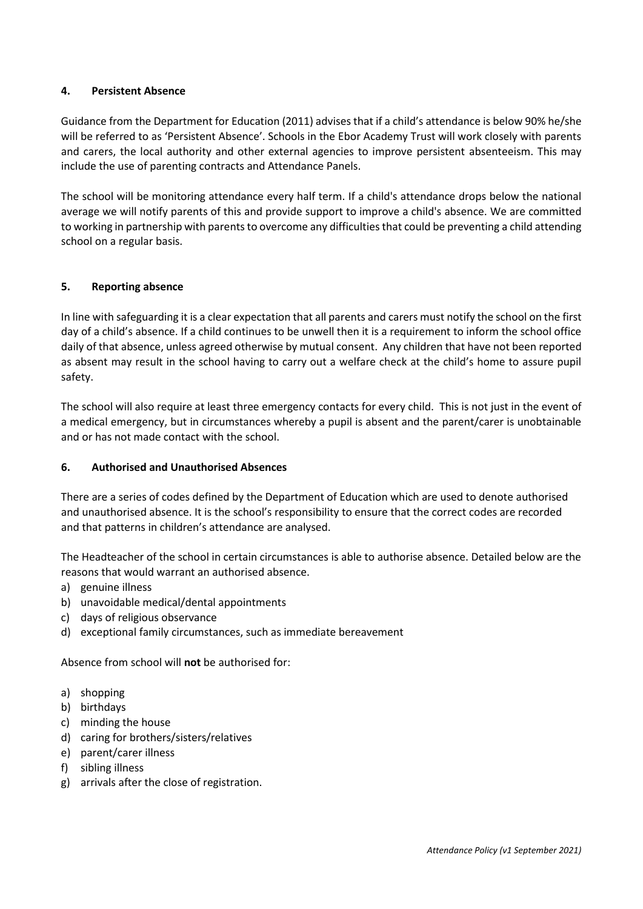## 4. Persistent Absence

Guidance from the Department for Education (2011) advises that if a child's attendance is below 90% he/she will be referred to as 'Persistent Absence'. Schools in the Ebor Academy Trust will work closely with parents and carers, the local authority and other external agencies to improve persistent absenteeism. This may include the use of parenting contracts and Attendance Panels.

The school will be monitoring attendance every half term. If a child's attendance drops below the national average we will notify parents of this and provide support to improve a child's absence. We are committed to working in partnership with parents to overcome any difficulties that could be preventing a child attending school on a regular basis.

## 5. Reporting absence

In line with safeguarding it is a clear expectation that all parents and carers must notify the school on the first day of a child's absence. If a child continues to be unwell then it is a requirement to inform the school office daily of that absence, unless agreed otherwise by mutual consent. Any children that have not been reported as absent may result in the school having to carry out a welfare check at the child's home to assure pupil safety.

The school will also require at least three emergency contacts for every child. This is not just in the event of a medical emergency, but in circumstances whereby a pupil is absent and the parent/carer is unobtainable and or has not made contact with the school.

## 6. Authorised and Unauthorised Absences

There are a series of codes defined by the Department of Education which are used to denote authorised and unauthorised absence. It is the school's responsibility to ensure that the correct codes are recorded and that patterns in children's attendance are analysed.

The Headteacher of the school in certain circumstances is able to authorise absence. Detailed below are the reasons that would warrant an authorised absence.

a) genuine illness
b) unavoidable medical/dental appointments
c) days of religious observance
d) exceptional family circumstances, such as immediate bereavement

Absence from school will **not** be authorised for:

a) shopping
b) birthdays
c) minding the house
d) caring for brothers/sisters/relatives
e) parent/carer illness
f) sibling illness
g) arrivals after the close of registration.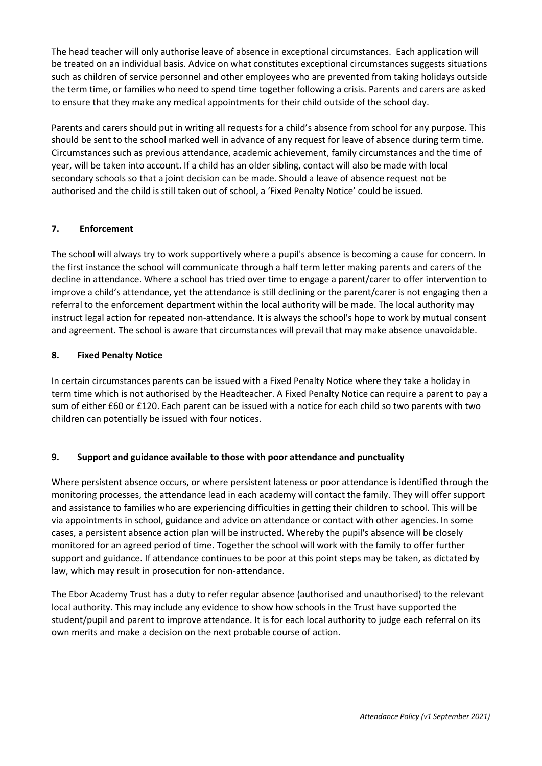The head teacher will only authorise leave of absence in exceptional circumstances. Each application will be treated on an individual basis. Advice on what constitutes exceptional circumstances suggests situations such as children of service personnel and other employees who are prevented from taking holidays outside the term time, or families who need to spend time together following a crisis. Parents and carers are asked to ensure that they make any medical appointments for their child outside of the school day.

Parents and carers should put in writing all requests for a child's absence from school for any purpose. This should be sent to the school marked well in advance of any request for leave of absence during term time. Circumstances such as previous attendance, academic achievement, family circumstances and the time of year, will be taken into account. If a child has an older sibling, contact will also be made with local secondary schools so that a joint decision can be made. Should a leave of absence request not be authorised and the child is still taken out of school, a 'Fixed Penalty Notice' could be issued.

## 7. Enforcement

The school will always try to work supportively where a pupil's absence is becoming a cause for concern. In the first instance the school will communicate through a half term letter making parents and carers of the decline in attendance. Where a school has tried over time to engage a parent/carer to offer intervention to improve a child's attendance, yet the attendance is still declining or the parent/carer is not engaging then a referral to the enforcement department within the local authority will be made. The local authority may instruct legal action for repeated non-attendance. It is always the school's hope to work by mutual consent and agreement. The school is aware that circumstances will prevail that may make absence unavoidable.

## 8. Fixed Penalty Notice

In certain circumstances parents can be issued with a Fixed Penalty Notice where they take a holiday in term time which is not authorised by the Headteacher. A Fixed Penalty Notice can require a parent to pay a sum of either £60 or £120. Each parent can be issued with a notice for each child so two parents with two children can potentially be issued with four notices.

## 9. Support and guidance available to those with poor attendance and punctuality

Where persistent absence occurs, or where persistent lateness or poor attendance is identified through the monitoring processes, the attendance lead in each academy will contact the family. They will offer support and assistance to families who are experiencing difficulties in getting their children to school. This will be via appointments in school, guidance and advice on attendance or contact with other agencies. In some cases, a persistent absence action plan will be instructed. Whereby the pupil's absence will be closely monitored for an agreed period of time. Together the school will work with the family to offer further support and guidance. If attendance continues to be poor at this point steps may be taken, as dictated by law, which may result in prosecution for non-attendance.

The Ebor Academy Trust has a duty to refer regular absence (authorised and unauthorised) to the relevant local authority. This may include any evidence to show how schools in the Trust have supported the student/pupil and parent to improve attendance. It is for each local authority to judge each referral on its own merits and make a decision on the next probable course of action.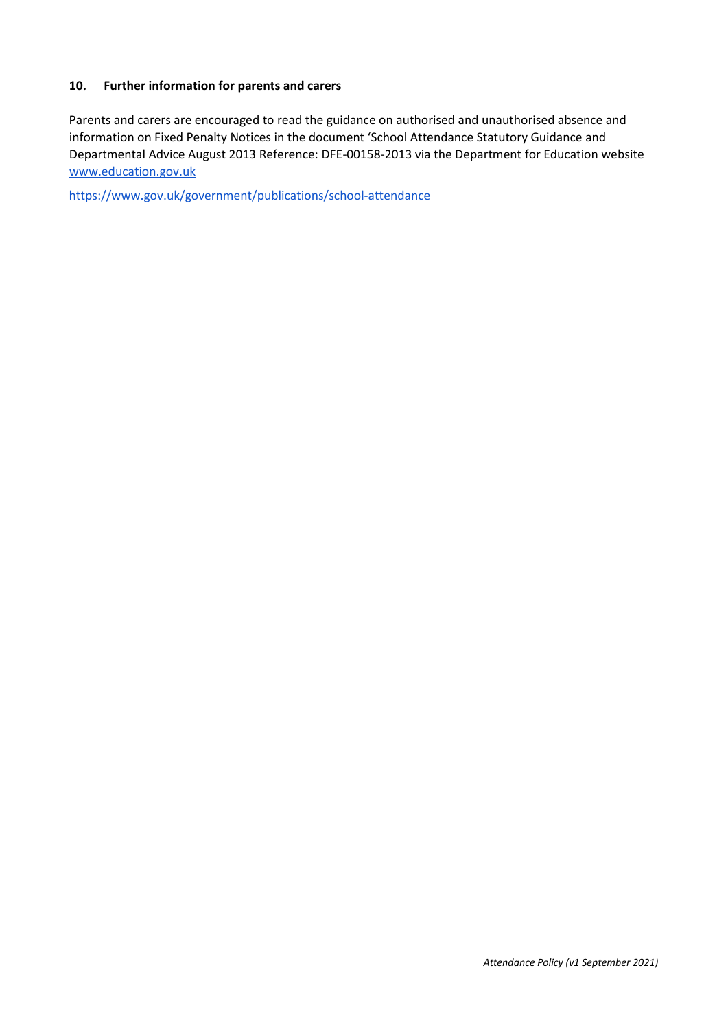## 10. Further information for parents and carers

Parents and carers are encouraged to read the guidance on authorised and unauthorised absence and information on Fixed Penalty Notices in the document 'School Attendance Statutory Guidance and Departmental Advice August 2013 Reference: DFE-00158-2013 via the Department for Education website [www.education.gov.uk](http://www.education.gov.uk)

[https://www.gov.uk/government/publications/school-attendance](https://www.gov.uk/government/publications/school-attendance)